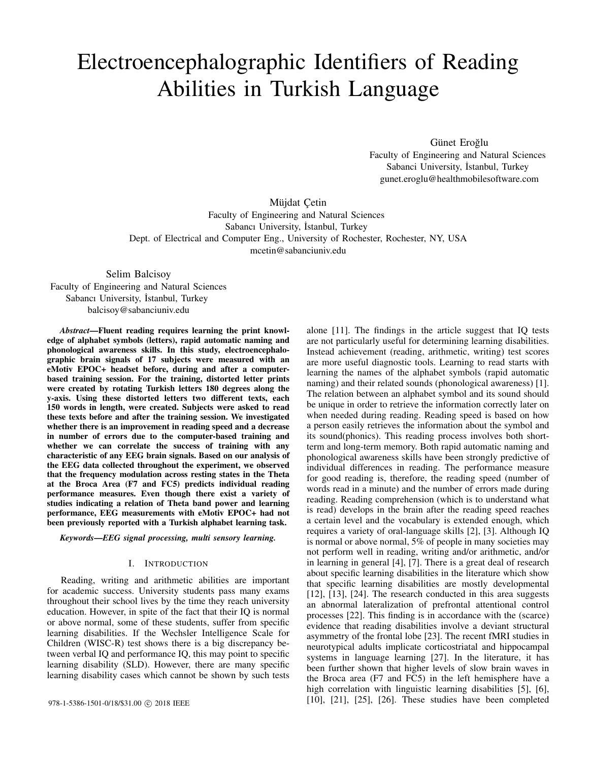# Electroencephalographic Identifiers of Reading Abilities in Turkish Language

Günet Eroğlu
Faculty of Engineering and Natural Sciences
Sabanci University, İstanbul, Turkey
gunet.eroglu@healthmobilesoftware.com

Müjdat Çetin
Faculty of Engineering and Natural Sciences
Sabancı University, İstanbul, Turkey
Dept. of Electrical and Computer Eng., University of Rochester, Rochester, NY, USA
mcetin@sabanciuniv.edu

Selim Balcisoy
Faculty of Engineering and Natural Sciences
Sabancı University, İstanbul, Turkey
balcisoy@sabanciuniv.edu

***Abstract*—Fluent reading requires learning the print knowledge of alphabet symbols (letters), rapid automatic naming and phonological awareness skills. In this study, electroencephalographic brain signals of 17 subjects were measured with an eMotiv EPOC+ headset before, during and after a computer-based training session. For the training, distorted letter prints were created by rotating Turkish letters 180 degrees along the y-axis. Using these distorted letters two different texts, each 150 words in length, were created. Subjects were asked to read these texts before and after the training session. We investigated whether there is an improvement in reading speed and a decrease in number of errors due to the computer-based training and whether we can correlate the success of training with any characteristic of any EEG brain signals. Based on our analysis of the EEG data collected throughout the experiment, we observed that the frequency modulation across resting states in the Theta at the Broca Area (F7 and FC5) predicts individual reading performance measures. Even though there exist a variety of studies indicating a relation of Theta band power and learning performance, EEG measurements with eMotiv EPOC+ had not been previously reported with a Turkish alphabet learning task.**

***Keywords*—EEG signal processing, multi sensory learning.**

## I. Introduction

Reading, writing and arithmetic abilities are important for academic success. University students pass many exams throughout their school lives by the time they reach university education. However, in spite of the fact that their IQ is normal or above normal, some of these students, suffer from specific learning disabilities. If the Wechsler Intelligence Scale for Children (WISC-R) test shows there is a big discrepancy between verbal IQ and performance IQ, this may point to specific learning disability (SLD). However, there are many specific learning disability cases which cannot be shown by such tests alone [11]. The findings in the article suggest that IQ tests are not particularly useful for determining learning disabilities. Instead achievement (reading, arithmetic, writing) test scores are more useful diagnostic tools. Learning to read starts with learning the names of the alphabet symbols (rapid automatic naming) and their related sounds (phonological awareness) [1]. The relation between an alphabet symbol and its sound should be unique in order to retrieve the information correctly later on when needed during reading. Reading speed is based on how a person easily retrieves the information about the symbol and its sound(phonics). This reading process involves both short-term and long-term memory. Both rapid automatic naming and phonological awareness skills have been strongly predictive of individual differences in reading. The performance measure for good reading is, therefore, the reading speed (number of words read in a minute) and the number of errors made during reading. Reading comprehension (which is to understand what is read) develops in the brain after the reading speed reaches a certain level and the vocabulary is extended enough, which requires a variety of oral-language skills [2], [3]. Although IQ is normal or above normal, 5% of people in many societies may not perform well in reading, writing and/or arithmetic, and/or in learning in general [4], [7]. There is a great deal of research about specific learning disabilities in the literature which show that specific learning disabilities are mostly developmental [12], [13], [24]. The research conducted in this area suggests an abnormal lateralization of prefrontal attentional control processes [22]. This finding is in accordance with the (scarce) evidence that reading disabilities involve a deviant structural asymmetry of the frontal lobe [23]. The recent fMRI studies in neurotypical adults implicate corticostriatal and hippocampal systems in language learning [27]. In the literature, it has been further shown that higher levels of slow brain waves in the Broca area (F7 and FC5) in the left hemisphere have a high correlation with linguistic learning disabilities [5], [6], [10], [21], [25], [26]. These studies have been completed

978-1-5386-1501-0/18/$31.00 © 2018 IEEE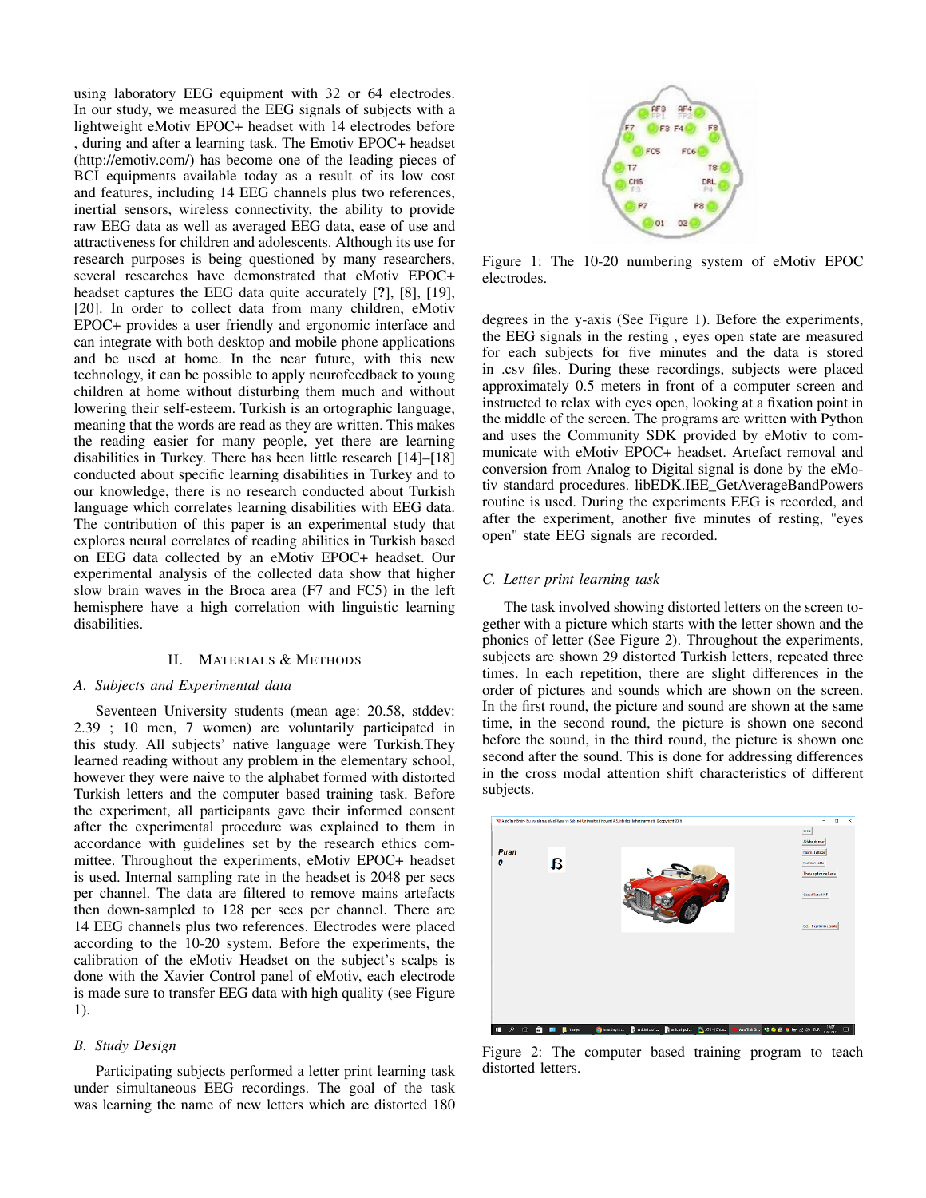using laboratory EEG equipment with 32 or 64 electrodes. In our study, we measured the EEG signals of subjects with a lightweight eMotiv EPOC+ headset with 14 electrodes before , during and after a learning task. The Emotiv EPOC+ headset (http://emotiv.com/) has become one of the leading pieces of BCI equipments available today as a result of its low cost and features, including 14 EEG channels plus two references, inertial sensors, wireless connectivity, the ability to provide raw EEG data as well as averaged EEG data, ease of use and attractiveness for children and adolescents. Although its use for research purposes is being questioned by many researchers, several researches have demonstrated that eMotiv EPOC+ headset captures the EEG data quite accurately [?], [8], [19], [20]. In order to collect data from many children, eMotiv EPOC+ provides a user friendly and ergonomic interface and can integrate with both desktop and mobile phone applications and be used at home. In the near future, with this new technology, it can be possible to apply neurofeedback to young children at home without disturbing them much and without lowering their self-esteem. Turkish is an ortographic language, meaning that the words are read as they are written. This makes the reading easier for many people, yet there are learning disabilities in Turkey. There has been little research [14]–[18] conducted about specific learning disabilities in Turkey and to our knowledge, there is no research conducted about Turkish language which correlates learning disabilities with EEG data. The contribution of this paper is an experimental study that explores neural correlates of reading abilities in Turkish based on EEG data collected by an eMotiv EPOC+ headset. Our experimental analysis of the collected data show that higher slow brain waves in the Broca area (F7 and FC5) in the left hemisphere have a high correlation with linguistic learning disabilities.

## II. Materials & Methods

### A. Subjects and Experimental data

Seventeen University students (mean age: 20.58, stddev: 2.39 ; 10 men, 7 women) are voluntarily participated in this study. All subjects' native language were Turkish.They learned reading without any problem in the elementary school, however they were naive to the alphabet formed with distorted Turkish letters and the computer based training task. Before the experiment, all participants gave their informed consent after the experimental procedure was explained to them in accordance with guidelines set by the research ethics committee. Throughout the experiments, eMotiv EPOC+ headset is used. Internal sampling rate in the headset is 2048 per secs per channel. The data are filtered to remove mains artefacts then down-sampled to 128 per secs per channel. There are 14 EEG channels plus two references. Electrodes were placed according to the 10-20 system. Before the experiments, the calibration of the eMotiv Headset on the subject's scalps is done with the Xavier Control panel of eMotiv, each electrode is made sure to transfer EEG data with high quality (see Figure 1).

### B. Study Design

Participating subjects performed a letter print learning task under simultaneous EEG recordings. The goal of the task was learning the name of new letters which are distorted 180 degrees in the y-axis (See Figure 1). Before the experiments, the EEG signals in the resting , eyes open state are measured for each subjects for five minutes and the data is stored in .csv files. During these recordings, subjects were placed approximately 0.5 meters in front of a computer screen and instructed to relax with eyes open, looking at a fixation point in the middle of the screen. The programs are written with Python and uses the Community SDK provided by eMotiv to communicate with eMotiv EPOC+ headset. Artefact removal and conversion from Analog to Digital signal is done by the eMotiv standard procedures. libEDK.IEE_GetAverageBandPowers routine is used. During the experiments EEG is recorded, and after the experiment, another five minutes of resting, "eyes open" state EEG signals are recorded.

Figure 1: The 10-20 numbering system of eMotiv EPOC electrodes.

### C. Letter print learning task

The task involved showing distorted letters on the screen together with a picture which starts with the letter shown and the phonics of letter (See Figure 2). Throughout the experiments, subjects are shown 29 distorted Turkish letters, repeated three times. In each repetition, there are slight differences in the order of pictures and sounds which are shown on the screen. In the first round, the picture and sound are shown at the same time, in the second round, the picture is shown one second before the sound, in the third round, the picture is shown one second after the sound. This is done for addressing differences in the cross modal attention shift characteristics of different subjects.

Figure 2: The computer based training program to teach distorted letters.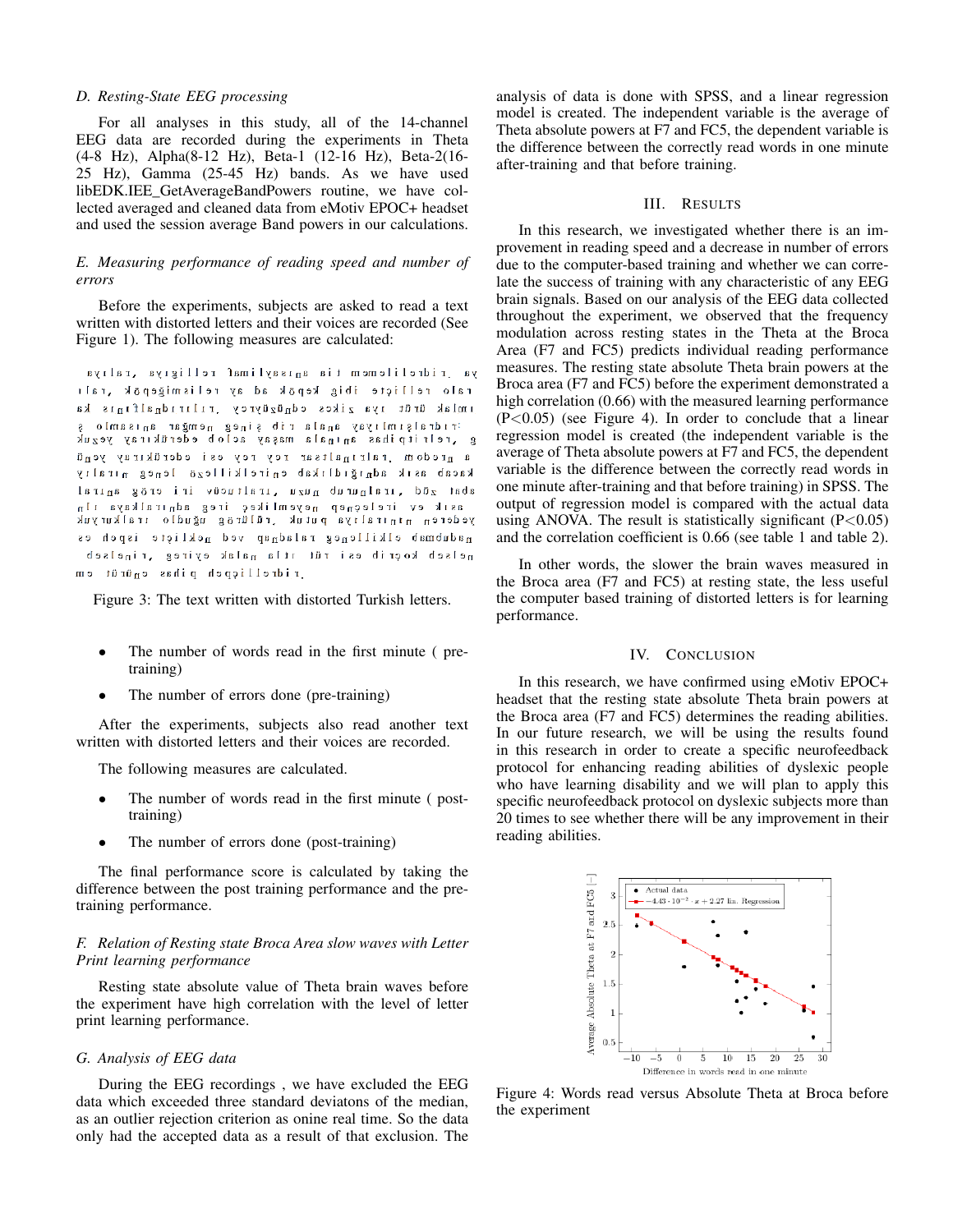### D. Resting-State EEG processing

For all analyses in this study, all of the 14-channel EEG data are recorded during the experiments in Theta (4-8 Hz), Alpha(8-12 Hz), Beta-1 (12-16 Hz), Beta-2(16-25 Hz), Gamma (25-45 Hz) bands. As we have used libEDK.IEE_GetAverageBandPowers routine, we have collected averaged and cleaned data from eMotiv EPOC+ headset and used the session average Band powers in our calculations.

### E. Measuring performance of reading speed and number of errors

Before the experiments, subjects are asked to read a text written with distorted letters and their voices are recorded (See Figure 1). The following measures are calculated:

Figure 3: The text written with distorted Turkish letters.

- The number of words read in the first minute ( pre-training)
- The number of errors done (pre-training)

After the experiments, subjects also read another text written with distorted letters and their voices are recorded.

The following measures are calculated.

- The number of words read in the first minute ( post-training)
- The number of errors done (post-training)

The final performance score is calculated by taking the difference between the post training performance and the pre-training performance.

### F. Relation of Resting state Broca Area slow waves with Letter Print learning performance

Resting state absolute value of Theta brain waves before the experiment have high correlation with the level of letter print learning performance.

### G. Analysis of EEG data

During the EEG recordings , we have excluded the EEG data which exceeded three standard deviatons of the median, as an outlier rejection criterion as onine real time. So the data only had the accepted data as a result of that exclusion. The analysis of data is done with SPSS, and a linear regression model is created. The independent variable is the average of Theta absolute powers at F7 and FC5, the dependent variable is the difference between the correctly read words in one minute after-training and that before training.

## III. Results

In this research, we investigated whether there is an improvement in reading speed and a decrease in number of errors due to the computer-based training and whether we can correlate the success of training with any characteristic of any EEG brain signals. Based on our analysis of the EEG data collected throughout the experiment, we observed that the frequency modulation across resting states in the Theta at the Broca Area (F7 and FC5) predicts individual reading performance measures. The resting state absolute Theta brain powers at the Broca area (F7 and FC5) before the experiment demonstrated a high correlation (0.66) with the measured learning performance ($P<0.05$) (see Figure 4). In order to conclude that a linear regression model is created (the independent variable is the average of Theta absolute powers at F7 and FC5, the dependent variable is the difference between the correctly read words in one minute after-training and that before training) in SPSS. The output of regression model is compared with the actual data using ANOVA. The result is statistically significant ($P<0.05$) and the correlation coefficient is 0.66 (see table 1 and table 2).

In other words, the slower the brain waves measured in the Broca area (F7 and FC5) at resting state, the less useful the computer based training of distorted letters is for learning performance.

## IV. Conclusion

In this research, we have confirmed using eMotiv EPOC+ headset that the resting state absolute Theta brain powers at the Broca area (F7 and FC5) determines the reading abilities. In our future research, we will be using the results found in this research in order to create a specific neurofeedback protocol for enhancing reading abilities of dyslexic people who have learning disability and we will plan to apply this specific neurofeedback protocol on dyslexic subjects more than 20 times to see whether there will be any improvement in their reading abilities.

Figure 4: Words read versus Absolute Theta at Broca before the experiment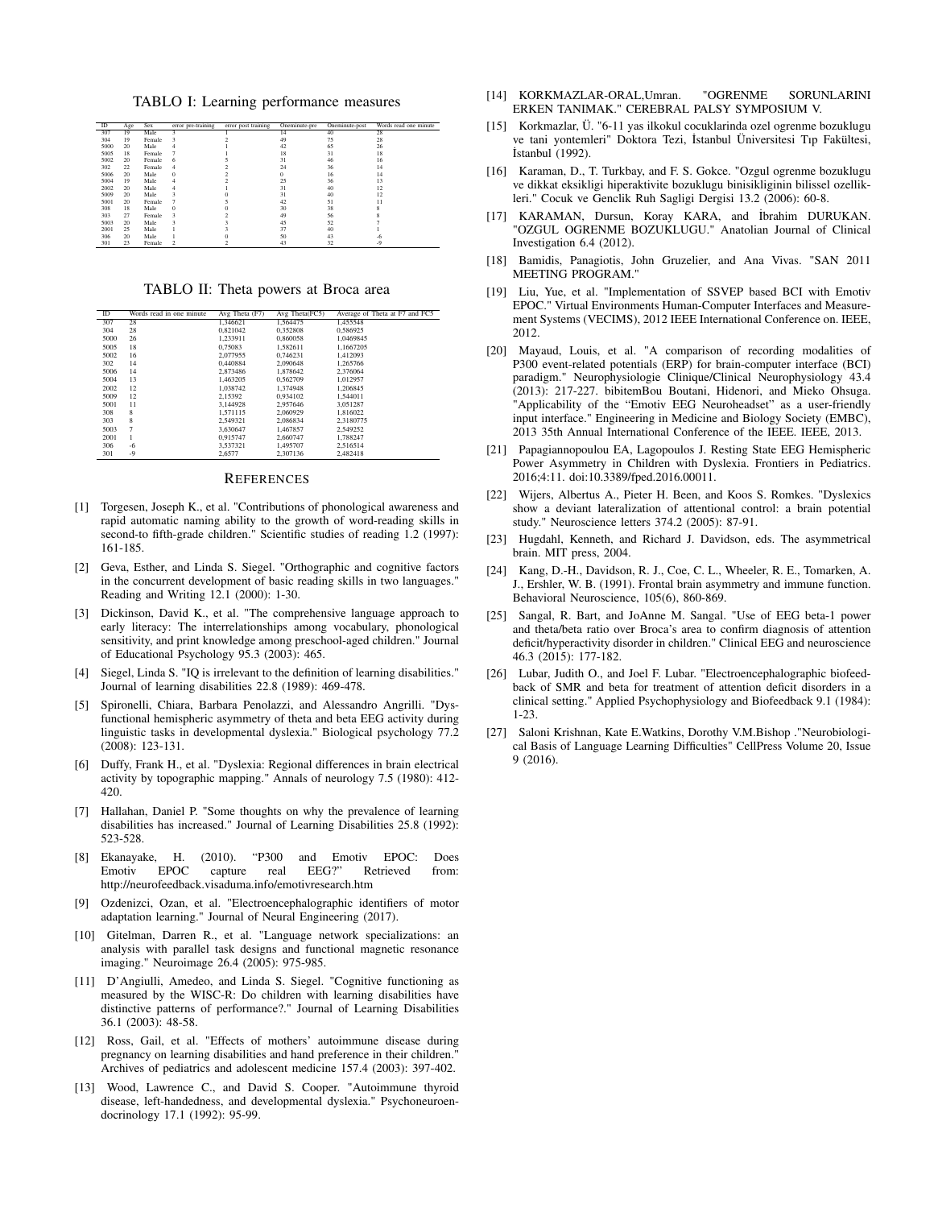TABLO I: Learning performance measures

| ID | Age | Sex | error pre-training | error post training | Oneminute-pre | Oneminute-post | Words read one minute |
|---|---|---|---|---|---|---|---|
| 307 | 19 | Male | 3 | 1 | 14 | 40 | 28 |
| 304 | 19 | Female | 3 | 2 | 49 | 75 | 28 |
| 5000 | 20 | Male | 4 | 1 | 42 | 65 | 26 |
| 5005 | 18 | Female | 7 | 1 | 18 | 31 | 18 |
| 5002 | 20 | Female | 6 | 5 | 31 | 46 | 16 |
| 302 | 22 | Female | 4 | 2 | 24 | 36 | 14 |
| 5006 | 20 | Male | 0 | 2 | 0 | 16 | 14 |
| 5004 | 19 | Male | 4 | 2 | 25 | 36 | 13 |
| 2002 | 20 | Male | 4 | 1 | 31 | 40 | 12 |
| 5009 | 20 | Male | 3 | 0 | 31 | 40 | 12 |
| 5001 | 20 | Female | 7 | 5 | 42 | 51 | 11 |
| 308 | 18 | Male | 0 | 0 | 30 | 38 | 8 |
| 303 | 27 | Female | 3 | 2 | 49 | 56 | 8 |
| 5003 | 20 | Male | 3 | 3 | 45 | 52 | 7 |
| 2001 | 25 | Male | 1 | 3 | 37 | 40 | 1 |
| 306 | 20 | Male | 1 | 0 | 50 | 43 | -6 |
| 301 | 23 | Female | 2 | 2 | 43 | 32 | -9 |

TABLO II: Theta powers at Broca area

| ID | Words read in one minute | Avg Theta (F7) | Avg Theta(FC5) | Average of Theta at F7 and FC5 |
|---|---|---|---|---|
| 307 | 28 | 1,346621 | 1,564475 | 1,455548 |
| 304 | 28 | 0,821042 | 0,352808 | 0,586925 |
| 5000 | 26 | 1,233911 | 0,860058 | 1,0469845 |
| 5005 | 18 | 0,75083 | 1,582611 | 1,1667205 |
| 5002 | 16 | 2,077955 | 0,746231 | 1,412093 |
| 302 | 14 | 0,440884 | 2,090648 | 1,265766 |
| 5006 | 14 | 2,873486 | 1,878642 | 2,376064 |
| 5004 | 13 | 1,463205 | 0,562709 | 1,012957 |
| 2002 | 12 | 1,038742 | 1,374948 | 1,206845 |
| 5009 | 12 | 2,15392 | 0,934102 | 1,544011 |
| 5001 | 11 | 3,144928 | 2,957646 | 3,051287 |
| 308 | 8 | 1,571115 | 2,060929 | 1,816022 |
| 303 | 8 | 2,549321 | 2,086834 | 2,3180775 |
| 5003 | 7 | 3,630647 | 1,467857 | 2,549252 |
| 2001 | 1 | 0,915747 | 2,660747 | 1,788247 |
| 306 | -6 | 3,537321 | 1,495707 | 2,516514 |
| 301 | -9 | 2,6577 | 2,307136 | 2,482418 |

## REFERENCES

[1] Torgesen, Joseph K., et al. "Contributions of phonological awareness and rapid automatic naming ability to the growth of word-reading skills in second-to fifth-grade children." Scientific studies of reading 1.2 (1997): 161-185.

[2] Geva, Esther, and Linda S. Siegel. "Orthographic and cognitive factors in the concurrent development of basic reading skills in two languages." Reading and Writing 12.1 (2000): 1-30.

[3] Dickinson, David K., et al. "The comprehensive language approach to early literacy: The interrelationships among vocabulary, phonological sensitivity, and print knowledge among preschool-aged children." Journal of Educational Psychology 95.3 (2003): 465.

[4] Siegel, Linda S. "IQ is irrelevant to the definition of learning disabilities." Journal of learning disabilities 22.8 (1989): 469-478.

[5] Spironelli, Chiara, Barbara Penolazzi, and Alessandro Angrilli. "Dysfunctional hemispheric asymmetry of theta and beta EEG activity during linguistic tasks in developmental dyslexia." Biological psychology 77.2 (2008): 123-131.

[6] Duffy, Frank H., et al. "Dyslexia: Regional differences in brain electrical activity by topographic mapping." Annals of neurology 7.5 (1980): 412-420.

[7] Hallahan, Daniel P. "Some thoughts on why the prevalence of learning disabilities has increased." Journal of Learning Disabilities 25.8 (1992): 523-528.

[8] Ekanayake, H. (2010). "P300 and Emotiv EPOC: Does Emotiv EPOC capture real EEG?" Retrieved from: http://neurofeedback.visaduma.info/emotivresearch.htm

[9] Ozdenizci, Ozan, et al. "Electroencephalographic identifiers of motor adaptation learning." Journal of Neural Engineering (2017).

[10] Gitelman, Darren R., et al. "Language network specializations: an analysis with parallel task designs and functional magnetic resonance imaging." Neuroimage 26.4 (2005): 975-985.

[11] D'Angiulli, Amedeo, and Linda S. Siegel. "Cognitive functioning as measured by the WISC-R: Do children with learning disabilities have distinctive patterns of performance?." Journal of Learning Disabilities 36.1 (2003): 48-58.

[12] Ross, Gail, et al. "Effects of mothers' autoimmune disease during pregnancy on learning disabilities and hand preference in their children." Archives of pediatrics and adolescent medicine 157.4 (2003): 397-402.

[13] Wood, Lawrence C., and David S. Cooper. "Autoimmune thyroid disease, left-handedness, and developmental dyslexia." Psychoneuroendocrinology 17.1 (1992): 95-99.

[14] KORKMAZLAR-ORAL,Umran. "OGRENME SORUNLARINI ERKEN TANIMAK." CEREBRAL PALSY SYMPOSIUM V.

[15] Korkmazlar, Ü. "6-11 yas ilkokul cocuklarinda ozel ogrenme bozuklugu ve tani yontemleri" Doktora Tezi, İstanbul Üniversitesi Tıp Fakültesi, İstanbul (1992).

[16] Karaman, D., T. Turkbay, and F. S. Gokce. "Ozgul ogrenme bozuklugu ve dikkat eksikligi hiperaktivite bozuklugu binisikliginin bilissel ozellikleri." Cocuk ve Genclik Ruh Sagligi Dergisi 13.2 (2006): 60-8.

[17] KARAMAN, Dursun, Koray KARA, and İbrahim DURUKAN. "OZGUL OGRENME BOZUKLUGU." Anatolian Journal of Clinical Investigation 6.4 (2012).

[18] Bamidis, Panagiotis, John Gruzelier, and Ana Vivas. "SAN 2011 MEETING PROGRAM."

[19] Liu, Yue, et al. "Implementation of SSVEP based BCI with Emotiv EPOC." Virtual Environments Human-Computer Interfaces and Measurement Systems (VECIMS), 2012 IEEE International Conference on. IEEE, 2012.

[20] Mayaud, Louis, et al. "A comparison of recording modalities of P300 event-related potentials (ERP) for brain-computer interface (BCI) paradigm." Neurophysiologie Clinique/Clinical Neurophysiology 43.4 (2013): 217-227. bibitemBou Boutani, Hidenori, and Mieko Ohsuga. "Applicability of the "Emotiv EEG Neuroheadset" as a user-friendly input interface." Engineering in Medicine and Biology Society (EMBC), 2013 35th Annual International Conference of the IEEE. IEEE, 2013.

[21] Papagiannopoulou EA, Lagopoulos J. Resting State EEG Hemispheric Power Asymmetry in Children with Dyslexia. Frontiers in Pediatrics. 2016;4:11. doi:10.3389/fped.2016.00011.

[22] Wijers, Albertus A., Pieter H. Been, and Koos S. Romkes. "Dyslexics show a deviant lateralization of attentional control: a brain potential study." Neuroscience letters 374.2 (2005): 87-91.

[23] Hugdahl, Kenneth, and Richard J. Davidson, eds. The asymmetrical brain. MIT press, 2004.

[24] Kang, D.-H., Davidson, R. J., Coe, C. L., Wheeler, R. E., Tomarken, A. J., Ershler, W. B. (1991). Frontal brain asymmetry and immune function. Behavioral Neuroscience, 105(6), 860-869.

[25] Sangal, R. Bart, and JoAnne M. Sangal. "Use of EEG beta-1 power and theta/beta ratio over Broca's area to confirm diagnosis of attention deficit/hyperactivity disorder in children." Clinical EEG and neuroscience 46.3 (2015): 177-182.

[26] Lubar, Judith O., and Joel F. Lubar. "Electroencephalographic biofeedback of SMR and beta for treatment of attention deficit disorders in a clinical setting." Applied Psychophysiology and Biofeedback 9.1 (1984): 1-23.

[27] Saloni Krishnan, Kate E.Watkins, Dorothy V.M.Bishop ."Neurobiological Basis of Language Learning Difficulties" CellPress Volume 20, Issue 9 (2016).